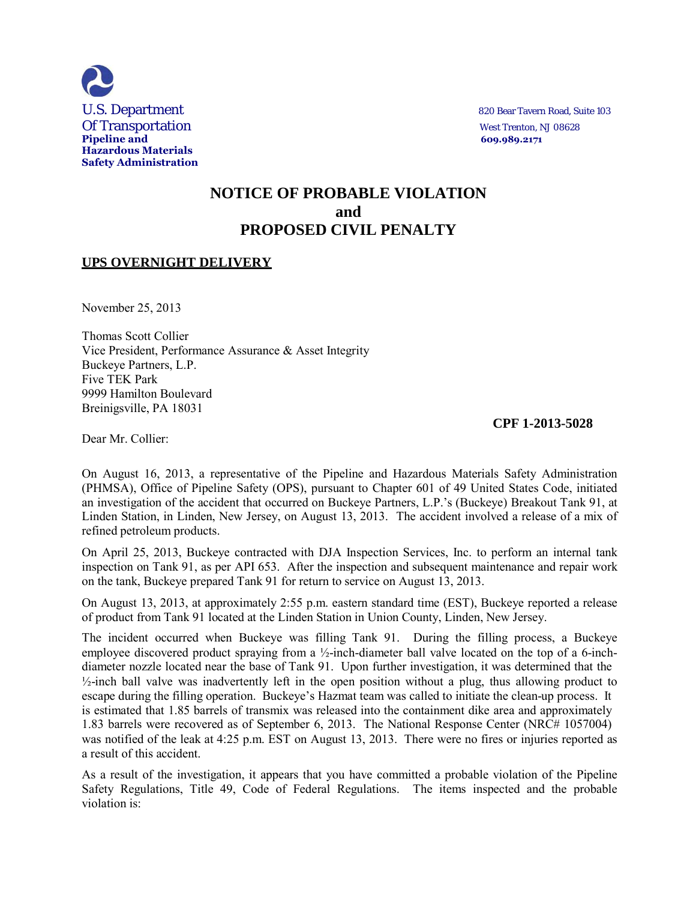U.S. Department
Of Transportation
**Pipeline and Hazardous Materials Safety Administration**

820 Bear Tavern Road, Suite 103
West Trenton, NJ 08628
**609.989.2171**

# NOTICE OF PROBABLE VIOLATION and PROPOSED CIVIL PENALTY

**UPS OVERNIGHT DELIVERY**

November 25, 2013

Thomas Scott Collier
Vice President, Performance Assurance & Asset Integrity
Buckeye Partners, L.P.
Five TEK Park
9999 Hamilton Boulevard
Breinigsville, PA 18031

**CPF 1-2013-5028**

Dear Mr. Collier:

On August 16, 2013, a representative of the Pipeline and Hazardous Materials Safety Administration (PHMSA), Office of Pipeline Safety (OPS), pursuant to Chapter 601 of 49 United States Code, initiated an investigation of the accident that occurred on Buckeye Partners, L.P.'s (Buckeye) Breakout Tank 91, at Linden Station, in Linden, New Jersey, on August 13, 2013. The accident involved a release of a mix of refined petroleum products.

On April 25, 2013, Buckeye contracted with DJA Inspection Services, Inc. to perform an internal tank inspection on Tank 91, as per API 653. After the inspection and subsequent maintenance and repair work on the tank, Buckeye prepared Tank 91 for return to service on August 13, 2013.

On August 13, 2013, at approximately 2:55 p.m. eastern standard time (EST), Buckeye reported a release of product from Tank 91 located at the Linden Station in Union County, Linden, New Jersey.

The incident occurred when Buckeye was filling Tank 91. During the filling process, a Buckeye employee discovered product spraying from a ½-inch-diameter ball valve located on the top of a 6-inch-diameter nozzle located near the base of Tank 91. Upon further investigation, it was determined that the ½-inch ball valve was inadvertently left in the open position without a plug, thus allowing product to escape during the filling operation. Buckeye's Hazmat team was called to initiate the clean-up process. It is estimated that 1.85 barrels of transmix was released into the containment dike area and approximately 1.83 barrels were recovered as of September 6, 2013. The National Response Center (NRC# 1057004) was notified of the leak at 4:25 p.m. EST on August 13, 2013. There were no fires or injuries reported as a result of this accident.

As a result of the investigation, it appears that you have committed a probable violation of the Pipeline Safety Regulations, Title 49, Code of Federal Regulations. The items inspected and the probable violation is: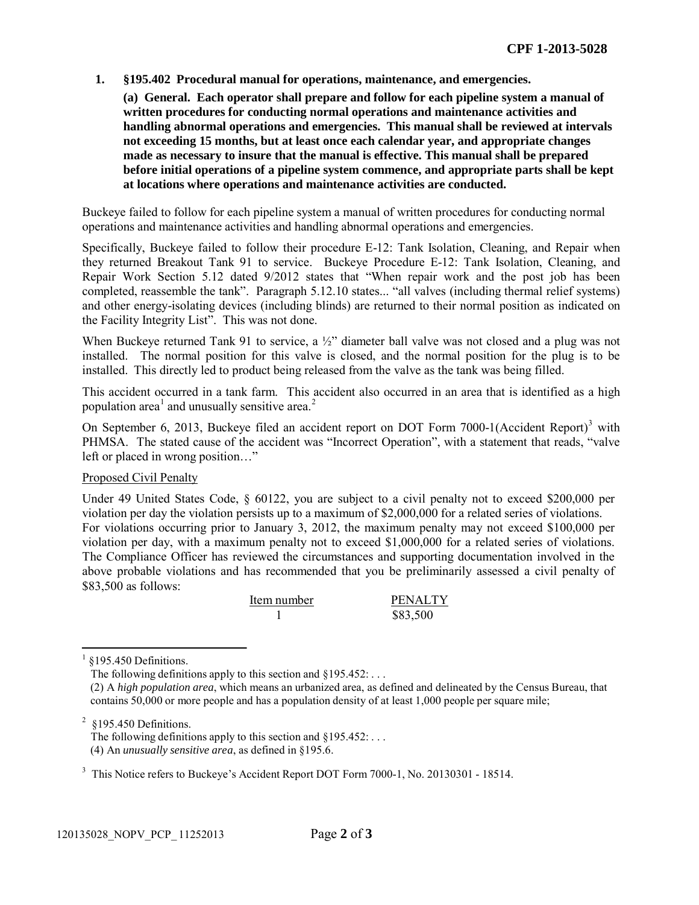1. **§195.402 Procedural manual for operations, maintenance, and emergencies.**

   **(a) General. Each operator shall prepare and follow for each pipeline system a manual of written procedures for conducting normal operations and maintenance activities and handling abnormal operations and emergencies. This manual shall be reviewed at intervals not exceeding 15 months, but at least once each calendar year, and appropriate changes made as necessary to insure that the manual is effective. This manual shall be prepared before initial operations of a pipeline system commence, and appropriate parts shall be kept at locations where operations and maintenance activities are conducted.**

Buckeye failed to follow for each pipeline system a manual of written procedures for conducting normal operations and maintenance activities and handling abnormal operations and emergencies.

Specifically, Buckeye failed to follow their procedure E-12: Tank Isolation, Cleaning, and Repair when they returned Breakout Tank 91 to service. Buckeye Procedure E-12: Tank Isolation, Cleaning, and Repair Work Section 5.12 dated 9/2012 states that "When repair work and the post job has been completed, reassemble the tank". Paragraph 5.12.10 states... "all valves (including thermal relief systems) and other energy-isolating devices (including blinds) are returned to their normal position as indicated on the Facility Integrity List". This was not done.

When Buckeye returned Tank 91 to service, a ½" diameter ball valve was not closed and a plug was not installed. The normal position for this valve is closed, and the normal position for the plug is to be installed. This directly led to product being released from the valve as the tank was being filled.

This accident occurred in a tank farm. This accident also occurred in an area that is identified as a high population area[1] and unusually sensitive area.[2]

On September 6, 2013, Buckeye filed an accident report on DOT Form 7000-1(Accident Report)[3] with PHMSA. The stated cause of the accident was "Incorrect Operation", with a statement that reads, "valve left or placed in wrong position…"

<u>Proposed Civil Penalty</u>

Under 49 United States Code, § 60122, you are subject to a civil penalty not to exceed $200,000 per violation per day the violation persists up to a maximum of $2,000,000 for a related series of violations. For violations occurring prior to January 3, 2012, the maximum penalty may not exceed $100,000 per violation per day, with a maximum penalty not to exceed $1,000,000 for a related series of violations. The Compliance Officer has reviewed the circumstances and supporting documentation involved in the above probable violations and has recommended that you be preliminarily assessed a civil penalty of $83,500 as follows:

| Item number | PENALTY |
| --- | --- |
| 1 | $83,500 |

---

[1] §195.450 Definitions.
The following definitions apply to this section and §195.452: . . .
(2) A *high population area*, which means an urbanized area, as defined and delineated by the Census Bureau, that contains 50,000 or more people and has a population density of at least 1,000 people per square mile;

[2] §195.450 Definitions.
The following definitions apply to this section and §195.452: . . .
(4) An *unusually sensitive area*, as defined in §195.6.

[3] This Notice refers to Buckeye's Accident Report DOT Form 7000-1, No. 20130301 - 18514.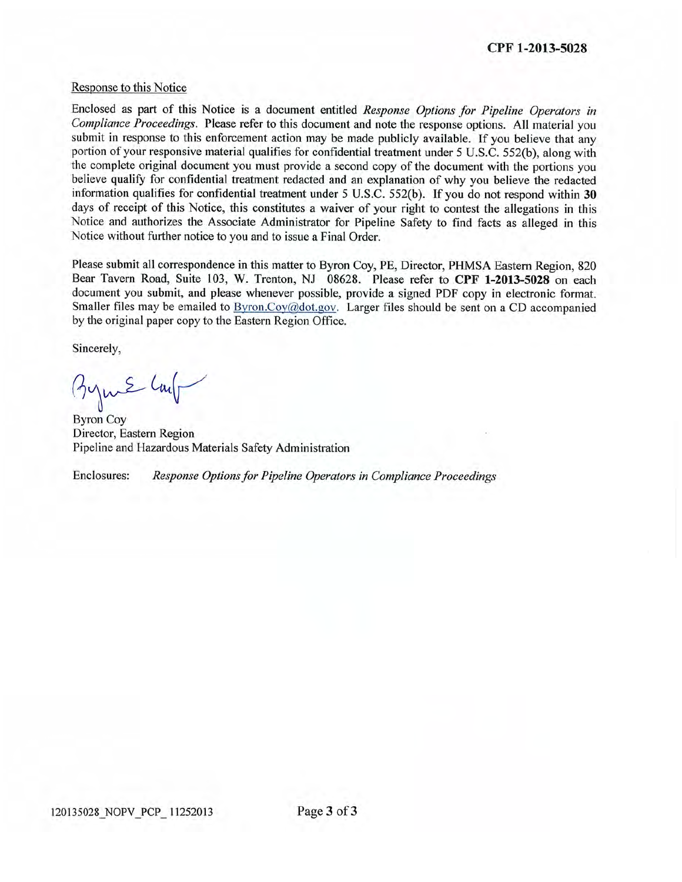Response to this Notice

Enclosed as part of this Notice is a document entitled *Response Options for Pipeline Operators in Compliance Proceedings*. Please refer to this document and note the response options. All material you submit in response to this enforcement action may be made publicly available. If you believe that any portion of your responsive material qualifies for confidential treatment under 5 U.S.C. 552(b), along with the complete original document you must provide a second copy of the document with the portions you believe qualify for confidential treatment redacted and an explanation of why you believe the redacted information qualifies for confidential treatment under 5 U.S.C. 552(b). If you do not respond within **30** days of receipt of this Notice, this constitutes a waiver of your right to contest the allegations in this Notice and authorizes the Associate Administrator for Pipeline Safety to find facts as alleged in this Notice without further notice to you and to issue a Final Order.

Please submit all correspondence in this matter to Byron Coy, PE, Director, PHMSA Eastern Region, 820 Bear Tavern Road, Suite 103, W. Trenton, NJ 08628. Please refer to **CPF 1-2013-5028** on each document you submit, and please whenever possible, provide a signed PDF copy in electronic format. Smaller files may be emailed to Byron.Coy@dot.gov. Larger files should be sent on a CD accompanied by the original paper copy to the Eastern Region Office.

Sincerely,

Byron Coy
Director, Eastern Region
Pipeline and Hazardous Materials Safety Administration

Enclosures: *Response Options for Pipeline Operators in Compliance Proceedings*

120135028_NOPV_PCP_11252013